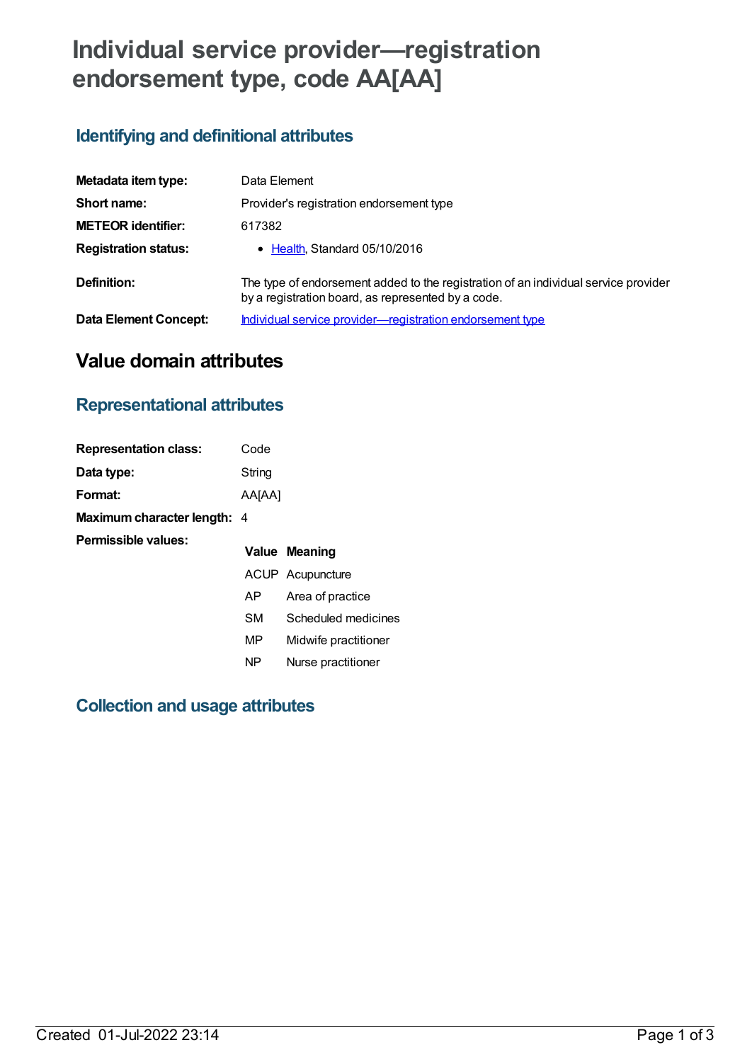# Individual service provider—registration endorsement type, code AA[AA]

## Identifying and definitional attributes

| | |
|---|---|
| **Metadata item type:** | Data Element |
| **Short name:** | Provider's registration endorsement type |
| **METEOR identifier:** | 617382 |
| **Registration status:** | • Health, Standard 05/10/2016 |
| **Definition:** | The type of endorsement added to the registration of an individual service provider by a registration board, as represented by a code. |
| **Data Element Concept:** | Individual service provider—registration endorsement type |

# Value domain attributes

## Representational attributes

| | |
|---|---|
| **Representation class:** | Code |
| **Data type:** | String |
| **Format:** | AA[AA] |
| **Maximum character length:** | 4 |

**Permissible values:**

| Value | Meaning |
|---|---|
| ACUP | Acupuncture |
| AP | Area of practice |
| SM | Scheduled medicines |
| MP | Midwife practitioner |
| NP | Nurse practitioner |

## Collection and usage attributes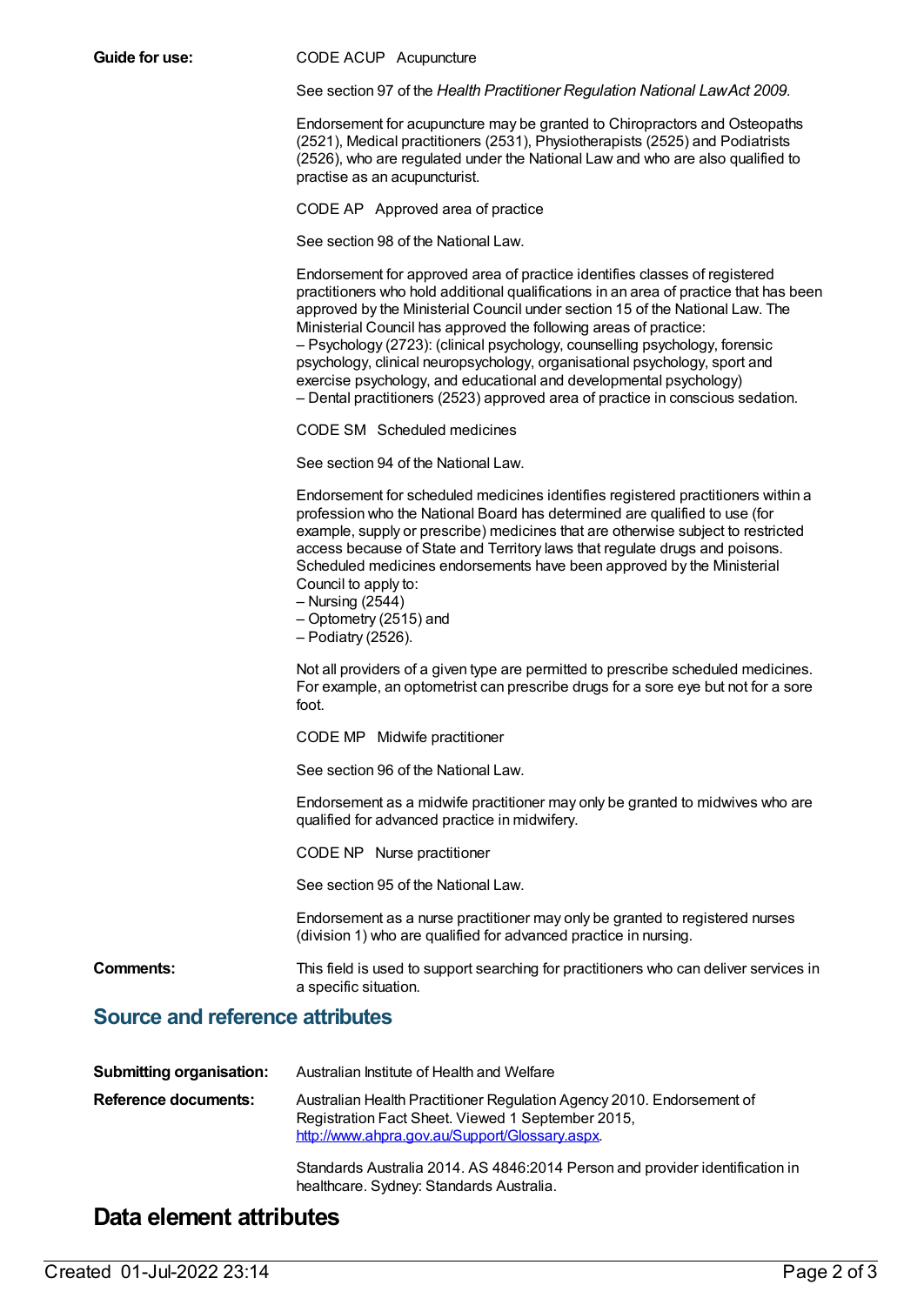**Guide for use:**

CODE ACUP Acupuncture

See section 97 of the *Health Practitioner Regulation National Law Act 2009*.

Endorsement for acupuncture may be granted to Chiropractors and Osteopaths (2521), Medical practitioners (2531), Physiotherapists (2525) and Podiatrists (2526), who are regulated under the National Law and who are also qualified to practise as an acupuncturist.

CODE AP Approved area of practice

See section 98 of the National Law.

Endorsement for approved area of practice identifies classes of registered practitioners who hold additional qualifications in an area of practice that has been approved by the Ministerial Council under section 15 of the National Law. The Ministerial Council has approved the following areas of practice:
– Psychology (2723): (clinical psychology, counselling psychology, forensic psychology, clinical neuropsychology, organisational psychology, sport and exercise psychology, and educational and developmental psychology)
– Dental practitioners (2523) approved area of practice in conscious sedation.

CODE SM Scheduled medicines

See section 94 of the National Law.

Endorsement for scheduled medicines identifies registered practitioners within a profession who the National Board has determined are qualified to use (for example, supply or prescribe) medicines that are otherwise subject to restricted access because of State and Territory laws that regulate drugs and poisons. Scheduled medicines endorsements have been approved by the Ministerial Council to apply to:
– Nursing (2544)
– Optometry (2515) and
– Podiatry (2526).

Not all providers of a given type are permitted to prescribe scheduled medicines. For example, an optometrist can prescribe drugs for a sore eye but not for a sore foot.

CODE MP Midwife practitioner

See section 96 of the National Law.

Endorsement as a midwife practitioner may only be granted to midwives who are qualified for advanced practice in midwifery.

CODE NP Nurse practitioner

See section 95 of the National Law.

Endorsement as a nurse practitioner may only be granted to registered nurses (division 1) who are qualified for advanced practice in nursing.

**Comments:** This field is used to support searching for practitioners who can deliver services in a specific situation.

## Source and reference attributes

**Submitting organisation:** Australian Institute of Health and Welfare

**Reference documents:** Australian Health Practitioner Regulation Agency 2010. Endorsement of Registration Fact Sheet. Viewed 1 September 2015, http://www.ahpra.gov.au/Support/Glossary.aspx.

Standards Australia 2014. AS 4846:2014 Person and provider identification in healthcare. Sydney: Standards Australia.

# Data element attributes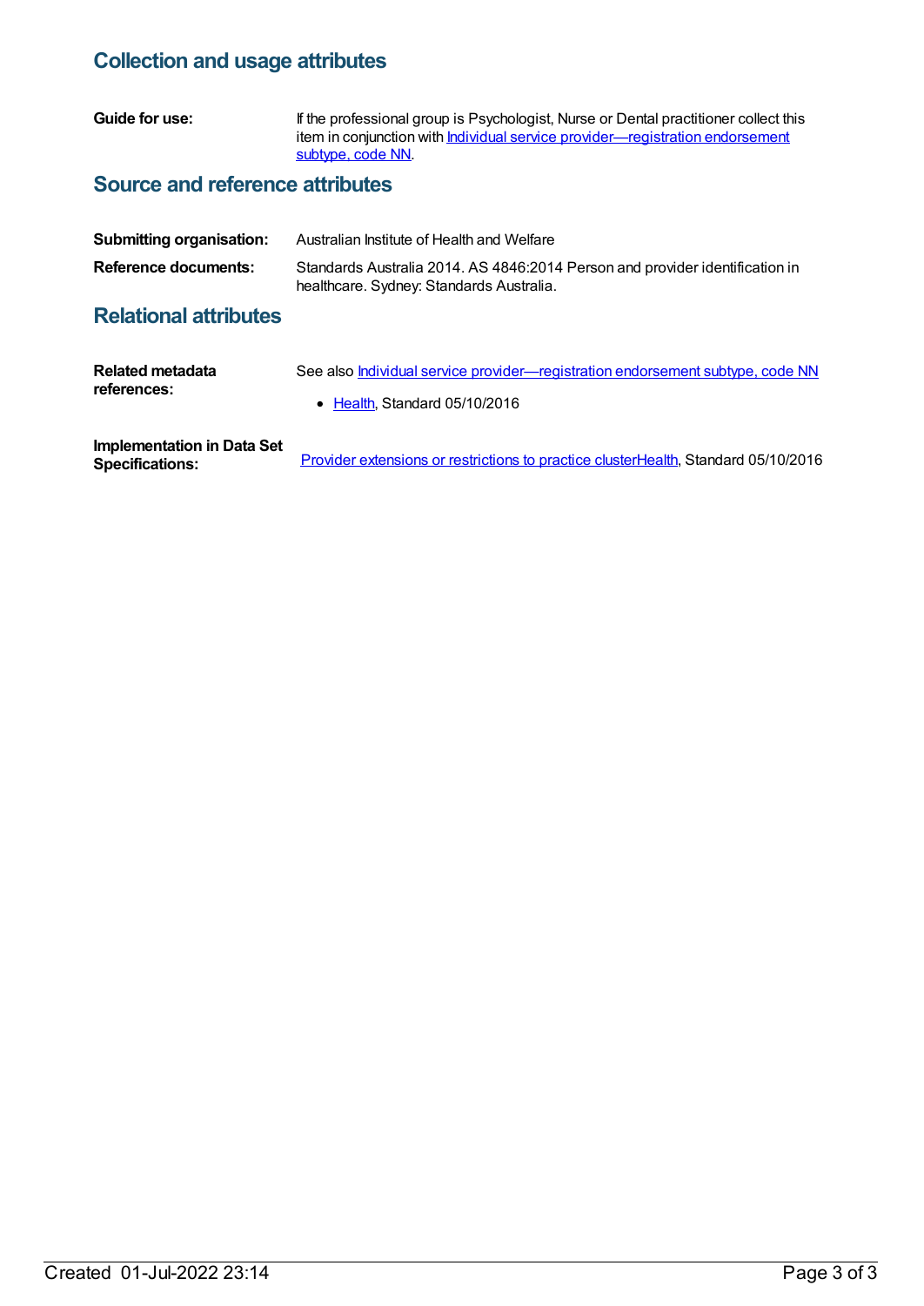## Collection and usage attributes

**Guide for use:** If the professional group is Psychologist, Nurse or Dental practitioner collect this item in conjunction with Individual service provider—registration endorsement subtype, code NN.

## Source and reference attributes

**Submitting organisation:** Australian Institute of Health and Welfare

**Reference documents:** Standards Australia 2014. AS 4846:2014 Person and provider identification in healthcare. Sydney: Standards Australia.

## Relational attributes

**Related metadata references:** See also Individual service provider—registration endorsement subtype, code NN

- Health, Standard 05/10/2016

**Implementation in Data Set Specifications:** Provider extensions or restrictions to practice clusterHealth, Standard 05/10/2016